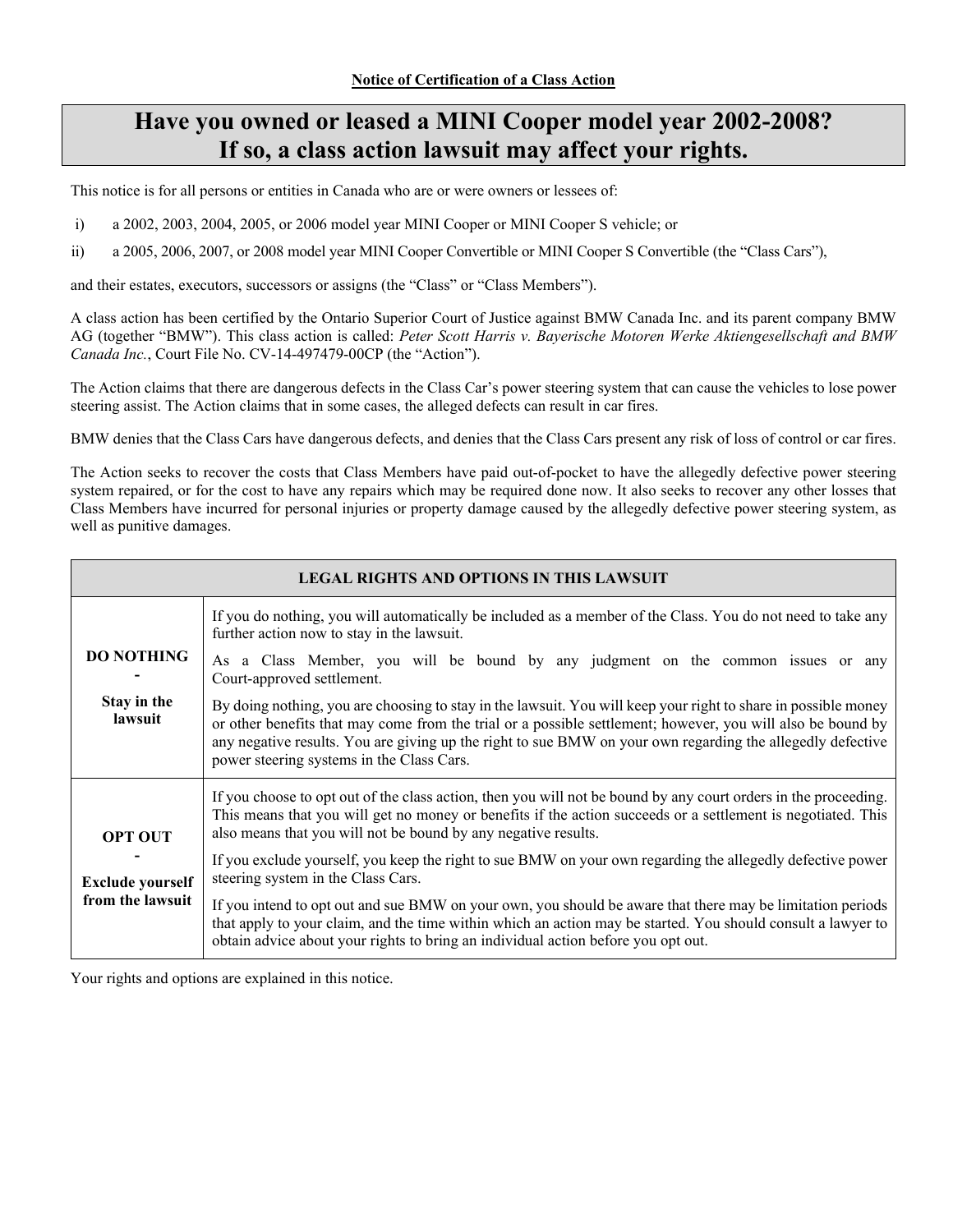**Notice of Certification of a Class Action**

# Have you owned or leased a MINI Cooper model year 2002-2008? If so, a class action lawsuit may affect your rights.

This notice is for all persons or entities in Canada who are or were owners or lessees of:

i) a 2002, 2003, 2004, 2005, or 2006 model year MINI Cooper or MINI Cooper S vehicle; or

ii) a 2005, 2006, 2007, or 2008 model year MINI Cooper Convertible or MINI Cooper S Convertible (the "Class Cars"),

and their estates, executors, successors or assigns (the "Class" or "Class Members").

A class action has been certified by the Ontario Superior Court of Justice against BMW Canada Inc. and its parent company BMW AG (together "BMW"). This class action is called: *Peter Scott Harris v. Bayerische Motoren Werke Aktiengesellschaft and BMW Canada Inc.*, Court File No. CV-14-497479-00CP (the "Action").

The Action claims that there are dangerous defects in the Class Car's power steering system that can cause the vehicles to lose power steering assist. The Action claims that in some cases, the alleged defects can result in car fires.

BMW denies that the Class Cars have dangerous defects, and denies that the Class Cars present any risk of loss of control or car fires.

The Action seeks to recover the costs that Class Members have paid out-of-pocket to have the allegedly defective power steering system repaired, or for the cost to have any repairs which may be required done now. It also seeks to recover any other losses that Class Members have incurred for personal injuries or property damage caused by the allegedly defective power steering system, as well as punitive damages.

| LEGAL RIGHTS AND OPTIONS IN THIS LAWSUIT | |
|---|---|
| **DO NOTHING - Stay in the lawsuit** | If you do nothing, you will automatically be included as a member of the Class. You do not need to take any further action now to stay in the lawsuit. As a Class Member, you will be bound by any judgment on the common issues or any Court-approved settlement. By doing nothing, you are choosing to stay in the lawsuit. You will keep your right to share in possible money or other benefits that may come from the trial or a possible settlement; however, you will also be bound by any negative results. You are giving up the right to sue BMW on your own regarding the allegedly defective power steering systems in the Class Cars. |
| **OPT OUT - Exclude yourself from the lawsuit** | If you choose to opt out of the class action, then you will not be bound by any court orders in the proceeding. This means that you will get no money or benefits if the action succeeds or a settlement is negotiated. This also means that you will not be bound by any negative results. If you exclude yourself, you keep the right to sue BMW on your own regarding the allegedly defective power steering system in the Class Cars. If you intend to opt out and sue BMW on your own, you should be aware that there may be limitation periods that apply to your claim, and the time within which an action may be started. You should consult a lawyer to obtain advice about your rights to bring an individual action before you opt out. |

Your rights and options are explained in this notice.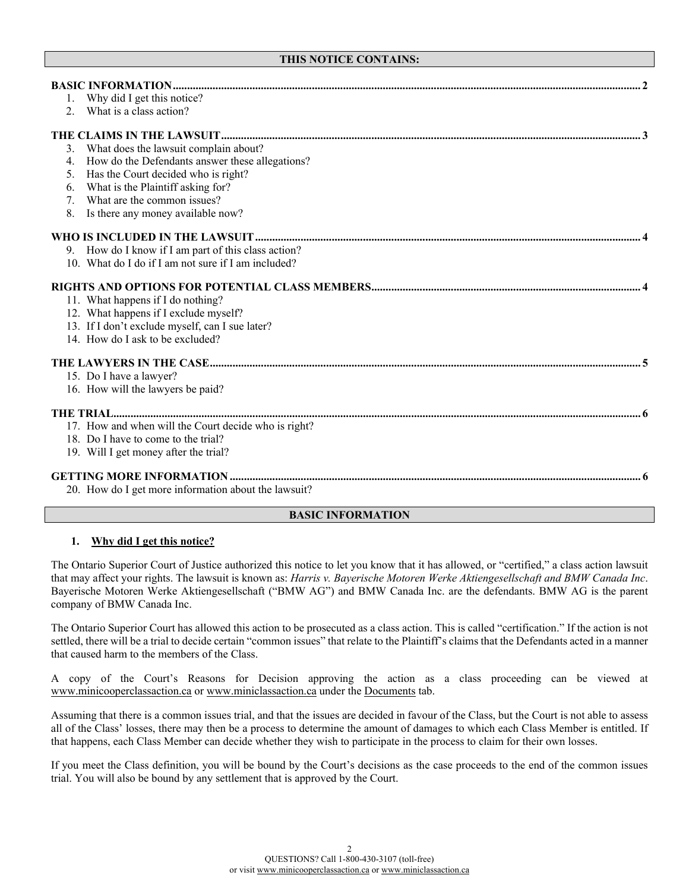## THIS NOTICE CONTAINS:

**BASIC INFORMATION** .......... 2

1. Why did I get this notice?
2. What is a class action?

**THE CLAIMS IN THE LAWSUIT** .......... 3

3. What does the lawsuit complain about?
4. How do the Defendants answer these allegations?
5. Has the Court decided who is right?
6. What is the Plaintiff asking for?
7. What are the common issues?
8. Is there any money available now?

**WHO IS INCLUDED IN THE LAWSUIT** .......... 4

9. How do I know if I am part of this class action?
10. What do I do if I am not sure if I am included?

**RIGHTS AND OPTIONS FOR POTENTIAL CLASS MEMBERS** .......... 4

11. What happens if I do nothing?
12. What happens if I exclude myself?
13. If I don't exclude myself, can I sue later?
14. How do I ask to be excluded?

**THE LAWYERS IN THE CASE** .......... 5

15. Do I have a lawyer?
16. How will the lawyers be paid?

**THE TRIAL** .......... 6

17. How and when will the Court decide who is right?
18. Do I have to come to the trial?
19. Will I get money after the trial?

**GETTING MORE INFORMATION** .......... 6

20. How do I get more information about the lawsuit?

## BASIC INFORMATION

### 1. Why did I get this notice?

The Ontario Superior Court of Justice authorized this notice to let you know that it has allowed, or "certified," a class action lawsuit that may affect your rights. The lawsuit is known as: *Harris v. Bayerische Motoren Werke Aktiengesellschaft and BMW Canada Inc*. Bayerische Motoren Werke Aktiengesellschaft ("BMW AG") and BMW Canada Inc. are the defendants. BMW AG is the parent company of BMW Canada Inc.

The Ontario Superior Court has allowed this action to be prosecuted as a class action. This is called "certification." If the action is not settled, there will be a trial to decide certain "common issues" that relate to the Plaintiff's claims that the Defendants acted in a manner that caused harm to the members of the Class.

A copy of the Court's Reasons for Decision approving the action as a class proceeding can be viewed at www.minicooperclassaction.ca or www.miniclassaction.ca under the Documents tab.

Assuming that there is a common issues trial, and that the issues are decided in favour of the Class, but the Court is not able to assess all of the Class' losses, there may then be a process to determine the amount of damages to which each Class Member is entitled. If that happens, each Class Member can decide whether they wish to participate in the process to claim for their own losses.

If you meet the Class definition, you will be bound by the Court's decisions as the case proceeds to the end of the common issues trial. You will also be bound by any settlement that is approved by the Court.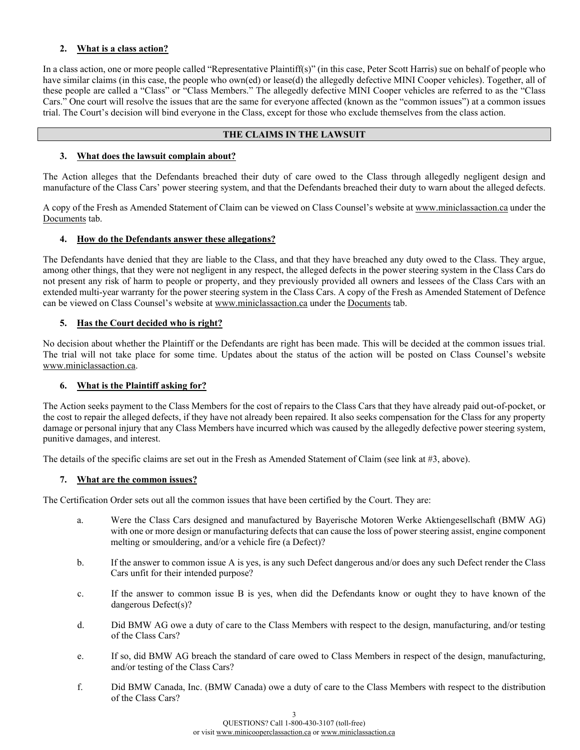### 2. What is a class action?

In a class action, one or more people called "Representative Plaintiff(s)" (in this case, Peter Scott Harris) sue on behalf of people who have similar claims (in this case, the people who own(ed) or lease(d) the allegedly defective MINI Cooper vehicles). Together, all of these people are called a "Class" or "Class Members." The allegedly defective MINI Cooper vehicles are referred to as the "Class Cars." One court will resolve the issues that are the same for everyone affected (known as the "common issues") at a common issues trial. The Court's decision will bind everyone in the Class, except for those who exclude themselves from the class action.

## THE CLAIMS IN THE LAWSUIT

### 3. What does the lawsuit complain about?

The Action alleges that the Defendants breached their duty of care owed to the Class through allegedly negligent design and manufacture of the Class Cars' power steering system, and that the Defendants breached their duty to warn about the alleged defects.

A copy of the Fresh as Amended Statement of Claim can be viewed on Class Counsel's website at www.miniclassaction.ca under the Documents tab.

### 4. How do the Defendants answer these allegations?

The Defendants have denied that they are liable to the Class, and that they have breached any duty owed to the Class. They argue, among other things, that they were not negligent in any respect, the alleged defects in the power steering system in the Class Cars do not present any risk of harm to people or property, and they previously provided all owners and lessees of the Class Cars with an extended multi-year warranty for the power steering system in the Class Cars. A copy of the Fresh as Amended Statement of Defence can be viewed on Class Counsel's website at www.miniclassaction.ca under the Documents tab.

### 5. Has the Court decided who is right?

No decision about whether the Plaintiff or the Defendants are right has been made. This will be decided at the common issues trial. The trial will not take place for some time. Updates about the status of the action will be posted on Class Counsel's website www.miniclassaction.ca.

### 6. What is the Plaintiff asking for?

The Action seeks payment to the Class Members for the cost of repairs to the Class Cars that they have already paid out-of-pocket, or the cost to repair the alleged defects, if they have not already been repaired. It also seeks compensation for the Class for any property damage or personal injury that any Class Members have incurred which was caused by the allegedly defective power steering system, punitive damages, and interest.

The details of the specific claims are set out in the Fresh as Amended Statement of Claim (see link at #3, above).

### 7. What are the common issues?

The Certification Order sets out all the common issues that have been certified by the Court. They are:

a. Were the Class Cars designed and manufactured by Bayerische Motoren Werke Aktiengesellschaft (BMW AG) with one or more design or manufacturing defects that can cause the loss of power steering assist, engine component melting or smouldering, and/or a vehicle fire (a Defect)?

b. If the answer to common issue A is yes, is any such Defect dangerous and/or does any such Defect render the Class Cars unfit for their intended purpose?

c. If the answer to common issue B is yes, when did the Defendants know or ought they to have known of the dangerous Defect(s)?

d. Did BMW AG owe a duty of care to the Class Members with respect to the design, manufacturing, and/or testing of the Class Cars?

e. If so, did BMW AG breach the standard of care owed to Class Members in respect of the design, manufacturing, and/or testing of the Class Cars?

f. Did BMW Canada, Inc. (BMW Canada) owe a duty of care to the Class Members with respect to the distribution of the Class Cars?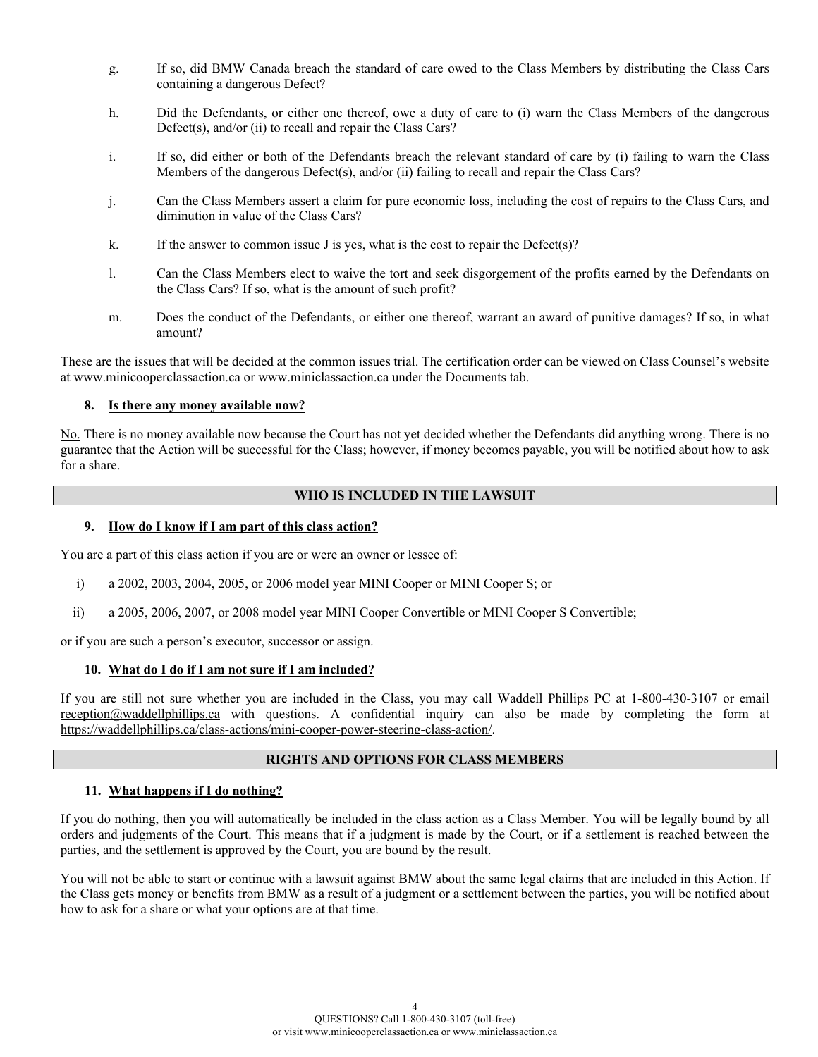g. If so, did BMW Canada breach the standard of care owed to the Class Members by distributing the Class Cars containing a dangerous Defect?

h. Did the Defendants, or either one thereof, owe a duty of care to (i) warn the Class Members of the dangerous Defect(s), and/or (ii) to recall and repair the Class Cars?

i. If so, did either or both of the Defendants breach the relevant standard of care by (i) failing to warn the Class Members of the dangerous Defect(s), and/or (ii) failing to recall and repair the Class Cars?

j. Can the Class Members assert a claim for pure economic loss, including the cost of repairs to the Class Cars, and diminution in value of the Class Cars?

k. If the answer to common issue J is yes, what is the cost to repair the Defect(s)?

l. Can the Class Members elect to waive the tort and seek disgorgement of the profits earned by the Defendants on the Class Cars? If so, what is the amount of such profit?

m. Does the conduct of the Defendants, or either one thereof, warrant an award of punitive damages? If so, in what amount?

These are the issues that will be decided at the common issues trial. The certification order can be viewed on Class Counsel's website at www.minicooperclassaction.ca or www.miniclassaction.ca under the Documents tab.

### 8. Is there any money available now?

No. There is no money available now because the Court has not yet decided whether the Defendants did anything wrong. There is no guarantee that the Action will be successful for the Class; however, if money becomes payable, you will be notified about how to ask for a share.

## WHO IS INCLUDED IN THE LAWSUIT

### 9. How do I know if I am part of this class action?

You are a part of this class action if you are or were an owner or lessee of:

i) a 2002, 2003, 2004, 2005, or 2006 model year MINI Cooper or MINI Cooper S; or

ii) a 2005, 2006, 2007, or 2008 model year MINI Cooper Convertible or MINI Cooper S Convertible;

or if you are such a person's executor, successor or assign.

### 10. What do I do if I am not sure if I am included?

If you are still not sure whether you are included in the Class, you may call Waddell Phillips PC at 1-800-430-3107 or email reception@waddellphillips.ca with questions. A confidential inquiry can also be made by completing the form at https://waddellphillips.ca/class-actions/mini-cooper-power-steering-class-action/.

## RIGHTS AND OPTIONS FOR CLASS MEMBERS

### 11. What happens if I do nothing?

If you do nothing, then you will automatically be included in the class action as a Class Member. You will be legally bound by all orders and judgments of the Court. This means that if a judgment is made by the Court, or if a settlement is reached between the parties, and the settlement is approved by the Court, you are bound by the result.

You will not be able to start or continue with a lawsuit against BMW about the same legal claims that are included in this Action. If the Class gets money or benefits from BMW as a result of a judgment or a settlement between the parties, you will be notified about how to ask for a share or what your options are at that time.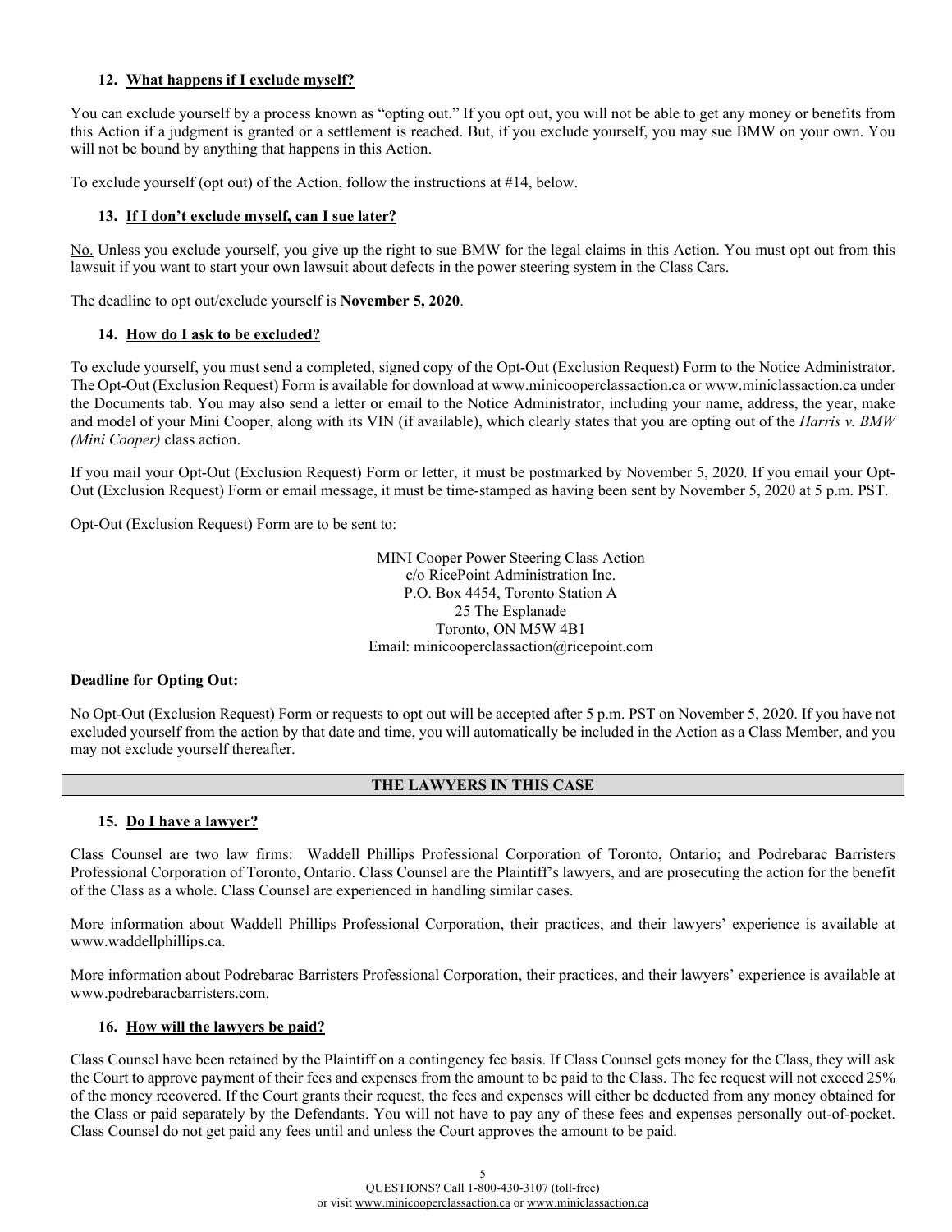### 12. What happens if I exclude myself?

You can exclude yourself by a process known as "opting out." If you opt out, you will not be able to get any money or benefits from this Action if a judgment is granted or a settlement is reached. But, if you exclude yourself, you may sue BMW on your own. You will not be bound by anything that happens in this Action.

To exclude yourself (opt out) of the Action, follow the instructions at #14, below.

### 13. If I don't exclude myself, can I sue later?

No. Unless you exclude yourself, you give up the right to sue BMW for the legal claims in this Action. You must opt out from this lawsuit if you want to start your own lawsuit about defects in the power steering system in the Class Cars.

The deadline to opt out/exclude yourself is **November 5, 2020**.

### 14. How do I ask to be excluded?

To exclude yourself, you must send a completed, signed copy of the Opt-Out (Exclusion Request) Form to the Notice Administrator. The Opt-Out (Exclusion Request) Form is available for download at www.minicooperclassaction.ca or www.miniclassaction.ca under the Documents tab. You may also send a letter or email to the Notice Administrator, including your name, address, the year, make and model of your Mini Cooper, along with its VIN (if available), which clearly states that you are opting out of the *Harris v. BMW (Mini Cooper)* class action.

If you mail your Opt-Out (Exclusion Request) Form or letter, it must be postmarked by November 5, 2020. If you email your Opt-Out (Exclusion Request) Form or email message, it must be time-stamped as having been sent by November 5, 2020 at 5 p.m. PST.

Opt-Out (Exclusion Request) Form are to be sent to:

MINI Cooper Power Steering Class Action
c/o RicePoint Administration Inc.
P.O. Box 4454, Toronto Station A
25 The Esplanade
Toronto, ON M5W 4B1
Email: minicooperclassaction@ricepoint.com

**Deadline for Opting Out:**

No Opt-Out (Exclusion Request) Form or requests to opt out will be accepted after 5 p.m. PST on November 5, 2020. If you have not excluded yourself from the action by that date and time, you will automatically be included in the Action as a Class Member, and you may not exclude yourself thereafter.

## THE LAWYERS IN THIS CASE

### 15. Do I have a lawyer?

Class Counsel are two law firms: Waddell Phillips Professional Corporation of Toronto, Ontario; and Podrebarac Barristers Professional Corporation of Toronto, Ontario. Class Counsel are the Plaintiff's lawyers, and are prosecuting the action for the benefit of the Class as a whole. Class Counsel are experienced in handling similar cases.

More information about Waddell Phillips Professional Corporation, their practices, and their lawyers' experience is available at www.waddellphillips.ca.

More information about Podrebarac Barristers Professional Corporation, their practices, and their lawyers' experience is available at www.podrebaracbarristers.com.

### 16. How will the lawyers be paid?

Class Counsel have been retained by the Plaintiff on a contingency fee basis. If Class Counsel gets money for the Class, they will ask the Court to approve payment of their fees and expenses from the amount to be paid to the Class. The fee request will not exceed 25% of the money recovered. If the Court grants their request, the fees and expenses will either be deducted from any money obtained for the Class or paid separately by the Defendants. You will not have to pay any of these fees and expenses personally out-of-pocket. Class Counsel do not get paid any fees until and unless the Court approves the amount to be paid.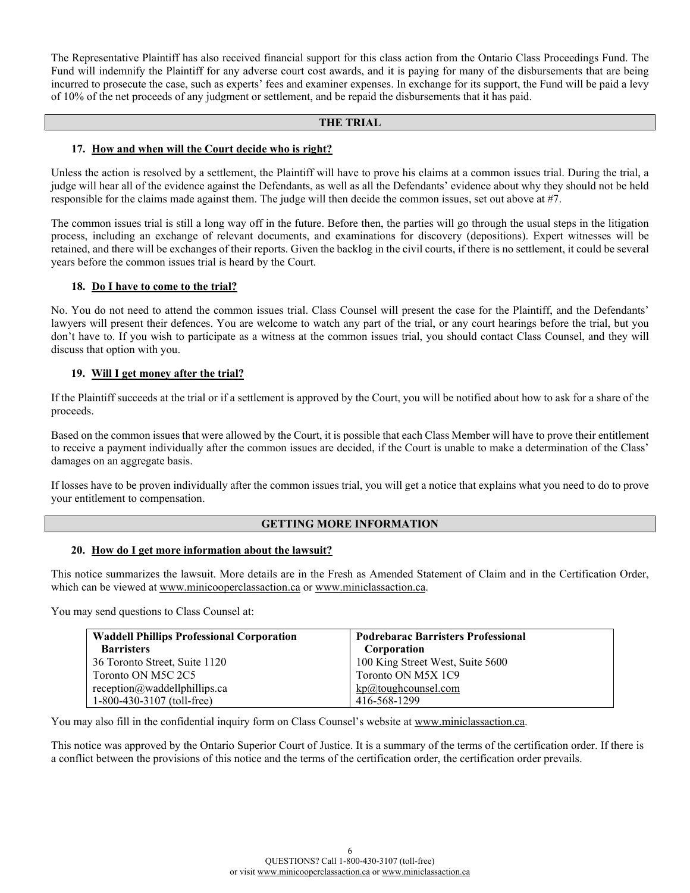The Representative Plaintiff has also received financial support for this class action from the Ontario Class Proceedings Fund. The Fund will indemnify the Plaintiff for any adverse court cost awards, and it is paying for many of the disbursements that are being incurred to prosecute the case, such as experts' fees and examiner expenses. In exchange for its support, the Fund will be paid a levy of 10% of the net proceeds of any judgment or settlement, and be repaid the disbursements that it has paid.

## THE TRIAL

### 17. How and when will the Court decide who is right?

Unless the action is resolved by a settlement, the Plaintiff will have to prove his claims at a common issues trial. During the trial, a judge will hear all of the evidence against the Defendants, as well as all the Defendants' evidence about why they should not be held responsible for the claims made against them. The judge will then decide the common issues, set out above at #7.

The common issues trial is still a long way off in the future. Before then, the parties will go through the usual steps in the litigation process, including an exchange of relevant documents, and examinations for discovery (depositions). Expert witnesses will be retained, and there will be exchanges of their reports. Given the backlog in the civil courts, if there is no settlement, it could be several years before the common issues trial is heard by the Court.

### 18. Do I have to come to the trial?

No. You do not need to attend the common issues trial. Class Counsel will present the case for the Plaintiff, and the Defendants' lawyers will present their defences. You are welcome to watch any part of the trial, or any court hearings before the trial, but you don't have to. If you wish to participate as a witness at the common issues trial, you should contact Class Counsel, and they will discuss that option with you.

### 19. Will I get money after the trial?

If the Plaintiff succeeds at the trial or if a settlement is approved by the Court, you will be notified about how to ask for a share of the proceeds.

Based on the common issues that were allowed by the Court, it is possible that each Class Member will have to prove their entitlement to receive a payment individually after the common issues are decided, if the Court is unable to make a determination of the Class' damages on an aggregate basis.

If losses have to be proven individually after the common issues trial, you will get a notice that explains what you need to do to prove your entitlement to compensation.

## GETTING MORE INFORMATION

### 20. How do I get more information about the lawsuit?

This notice summarizes the lawsuit. More details are in the Fresh as Amended Statement of Claim and in the Certification Order, which can be viewed at www.minicooperclassaction.ca or www.miniclassaction.ca.

You may send questions to Class Counsel at:

| | |
|---|---|
| **Waddell Phillips Professional Corporation Barristers**<br>36 Toronto Street, Suite 1120<br>Toronto ON M5C 2C5<br>reception@waddellphillips.ca<br>1-800-430-3107 (toll-free) | **Podrebarac Barristers Professional Corporation**<br>100 King Street West, Suite 5600<br>Toronto ON M5X 1C9<br>kp@toughcounsel.com<br>416-568-1299 |

You may also fill in the confidential inquiry form on Class Counsel's website at www.miniclassaction.ca.

This notice was approved by the Ontario Superior Court of Justice. It is a summary of the terms of the certification order. If there is a conflict between the provisions of this notice and the terms of the certification order, the certification order prevails.